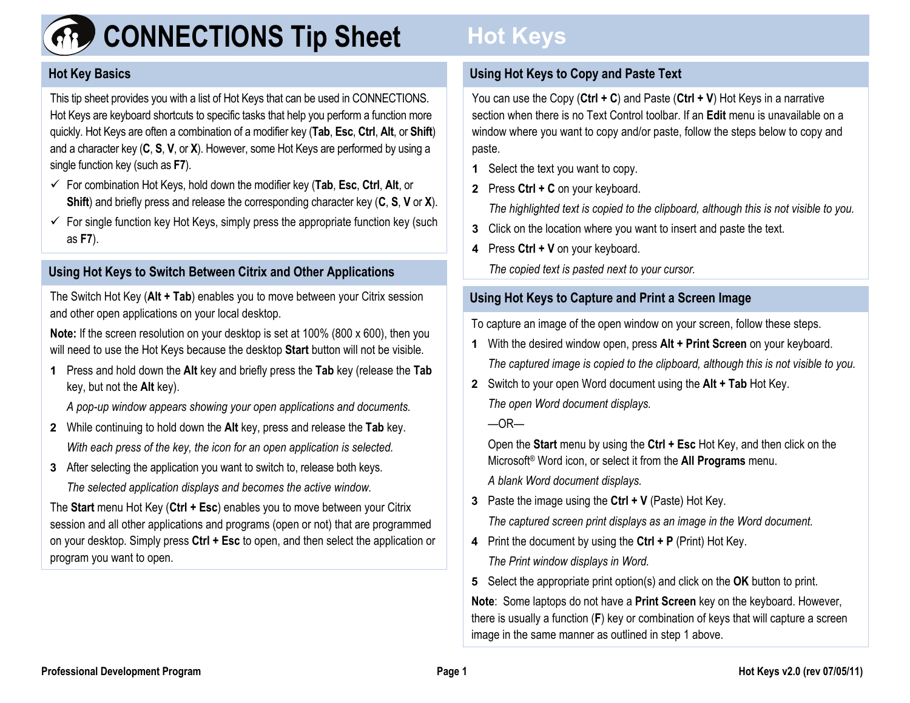# CONNECTIONS Tip Sheet — Hot Keys

## Hot Key Basics

This tip sheet provides you with a list of Hot Keys that can be used in CONNECTIONS. Hot Keys are keyboard shortcuts to specific tasks that help you perform a function more quickly. Hot Keys are often a combination of a modifier key (**Tab**, **Esc**, **Ctrl**, **Alt**, or **Shift**) and a character key (**C**, **S**, **V**, or **X**). However, some Hot Keys are performed by using a single function key (such as **F7**).

- ✓ For combination Hot Keys, hold down the modifier key (**Tab**, **Esc**, **Ctrl**, **Alt**, or **Shift**) and briefly press and release the corresponding character key (**C**, **S**, **V** or **X**).
- ✓ For single function key Hot Keys, simply press the appropriate function key (such as **F7**).

## Using Hot Keys to Switch Between Citrix and Other Applications

The Switch Hot Key (**Alt + Tab**) enables you to move between your Citrix session and other open applications on your local desktop.

**Note:** If the screen resolution on your desktop is set at 100% (800 x 600), then you will need to use the Hot Keys because the desktop **Start** button will not be visible.

1. Press and hold down the **Alt** key and briefly press the **Tab** key (release the **Tab** key, but not the **Alt** key).

   *A pop-up window appears showing your open applications and documents.*

2. While continuing to hold down the **Alt** key, press and release the **Tab** key.

   *With each press of the key, the icon for an open application is selected.*

3. After selecting the application you want to switch to, release both keys.

   *The selected application displays and becomes the active window.*

The **Start** menu Hot Key (**Ctrl + Esc**) enables you to move between your Citrix session and all other applications and programs (open or not) that are programmed on your desktop. Simply press **Ctrl + Esc** to open, and then select the application or program you want to open.

## Using Hot Keys to Copy and Paste Text

You can use the Copy (**Ctrl + C**) and Paste (**Ctrl + V**) Hot Keys in a narrative section when there is no Text Control toolbar. If an **Edit** menu is unavailable on a window where you want to copy and/or paste, follow the steps below to copy and paste.

1. Select the text you want to copy.
2. Press **Ctrl + C** on your keyboard.

   *The highlighted text is copied to the clipboard, although this is not visible to you.*

3. Click on the location where you want to insert and paste the text.
4. Press **Ctrl + V** on your keyboard.

   *The copied text is pasted next to your cursor.*

## Using Hot Keys to Capture and Print a Screen Image

To capture an image of the open window on your screen, follow these steps.

1. With the desired window open, press **Alt + Print Screen** on your keyboard.

   *The captured image is copied to the clipboard, although this is not visible to you.*

2. Switch to your open Word document using the **Alt + Tab** Hot Key.

   *The open Word document displays.*

   —OR—

   Open the **Start** menu by using the **Ctrl + Esc** Hot Key, and then click on the Microsoft® Word icon, or select it from the **All Programs** menu.

   *A blank Word document displays.*

3. Paste the image using the **Ctrl + V** (Paste) Hot Key.

   *The captured screen print displays as an image in the Word document.*

4. Print the document by using the **Ctrl + P** (Print) Hot Key.

   *The Print window displays in Word.*

5. Select the appropriate print option(s) and click on the **OK** button to print.

**Note**: Some laptops do not have a **Print Screen** key on the keyboard. However, there is usually a function (**F**) key or combination of keys that will capture a screen image in the same manner as outlined in step 1 above.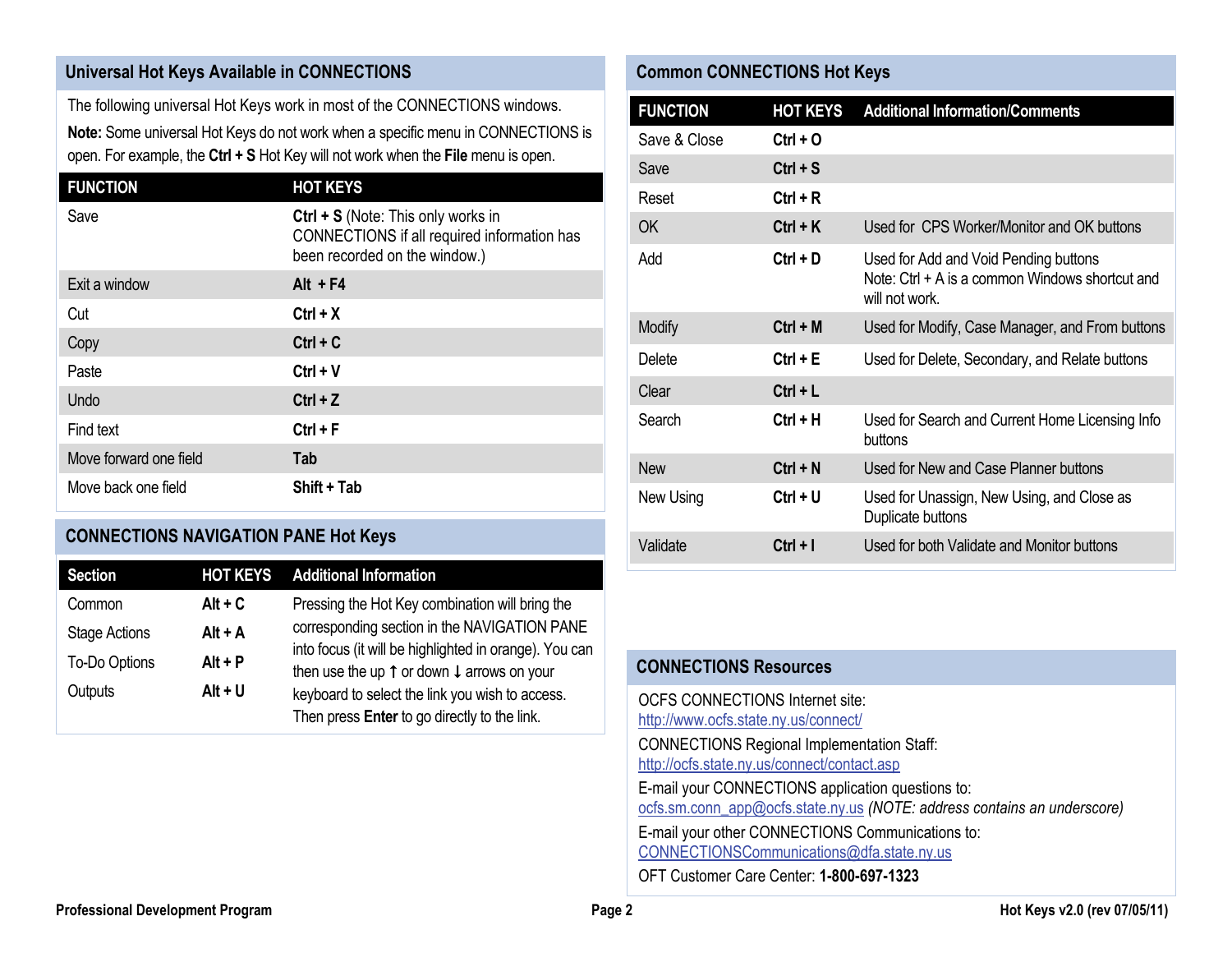## Universal Hot Keys Available in CONNECTIONS

The following universal Hot Keys work in most of the CONNECTIONS windows.

**Note:** Some universal Hot Keys do not work when a specific menu in CONNECTIONS is open. For example, the **Ctrl + S** Hot Key will not work when the **File** menu is open.

| FUNCTION | HOT KEYS |
| --- | --- |
| Save | **Ctrl + S** (Note: This only works in CONNECTIONS if all required information has been recorded on the window.) |
| Exit a window | **Alt + F4** |
| Cut | **Ctrl + X** |
| Copy | **Ctrl + C** |
| Paste | **Ctrl + V** |
| Undo | **Ctrl + Z** |
| Find text | **Ctrl + F** |
| Move forward one field | **Tab** |
| Move back one field | **Shift + Tab** |

## CONNECTIONS NAVIGATION PANE Hot Keys

| Section | HOT KEYS | Additional Information |
| --- | --- | --- |
| Common | **Alt + C** | Pressing the Hot Key combination will bring the corresponding section in the NAVIGATION PANE into focus (it will be highlighted in orange). You can then use the up ↑ or down ↓ arrows on your keyboard to select the link you wish to access. Then press **Enter** to go directly to the link. |
| Stage Actions | **Alt + A** | |
| To-Do Options | **Alt + P** | |
| Outputs | **Alt + U** | |

## Common CONNECTIONS Hot Keys

| FUNCTION | HOT KEYS | Additional Information/Comments |
| --- | --- | --- |
| Save & Close | **Ctrl + O** | |
| Save | **Ctrl + S** | |
| Reset | **Ctrl + R** | |
| OK | **Ctrl + K** | Used for CPS Worker/Monitor and OK buttons |
| Add | **Ctrl + D** | Used for Add and Void Pending buttons<br>Note: Ctrl + A is a common Windows shortcut and will not work. |
| Modify | **Ctrl + M** | Used for Modify, Case Manager, and From buttons |
| Delete | **Ctrl + E** | Used for Delete, Secondary, and Relate buttons |
| Clear | **Ctrl + L** | |
| Search | **Ctrl + H** | Used for Search and Current Home Licensing Info buttons |
| New | **Ctrl + N** | Used for New and Case Planner buttons |
| New Using | **Ctrl + U** | Used for Unassign, New Using, and Close as Duplicate buttons |
| Validate | **Ctrl + I** | Used for both Validate and Monitor buttons |

## CONNECTIONS Resources

OCFS CONNECTIONS Internet site:
http://www.ocfs.state.ny.us/connect/

CONNECTIONS Regional Implementation Staff:
http://ocfs.state.ny.us/connect/contact.asp

E-mail your CONNECTIONS application questions to:
ocfs.sm.conn_app@ocfs.state.ny.us *(NOTE: address contains an underscore)*

E-mail your other CONNECTIONS Communications to:
CONNECTIONSCommunications@dfa.state.ny.us

OFT Customer Care Center: **1-800-697-1323**